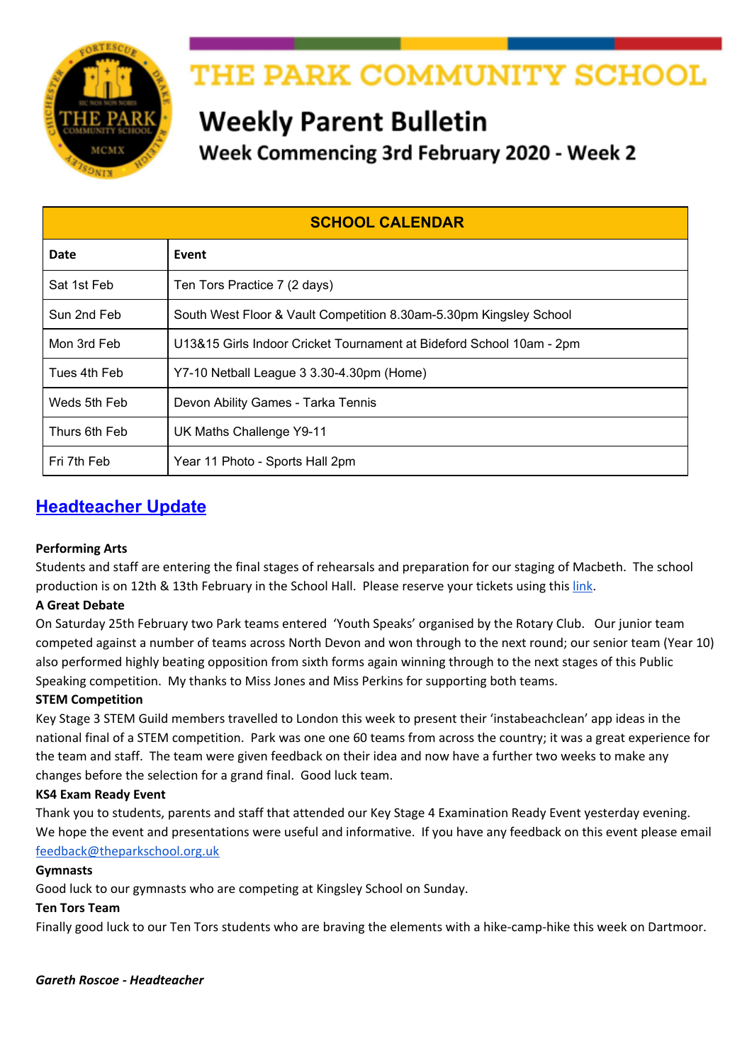# THE PARK COMMUNITY SCHOOL

## Weekly Parent Bulletin

### Week Commencing 3rd February 2020 - Week 2

| SCHOOL CALENDAR | |
|---|---|
| **Date** | **Event** |
| Sat 1st Feb | Ten Tors Practice 7 (2 days) |
| Sun 2nd Feb | South West Floor & Vault Competition 8.30am-5.30pm Kingsley School |
| Mon 3rd Feb | U13&15 Girls Indoor Cricket Tournament at Bideford School 10am - 2pm |
| Tues 4th Feb | Y7-10 Netball League 3 3.30-4.30pm (Home) |
| Weds 5th Feb | Devon Ability Games - Tarka Tennis |
| Thurs 6th Feb | UK Maths Challenge Y9-11 |
| Fri 7th Feb | Year 11 Photo - Sports Hall 2pm |

## Headteacher Update

**Performing Arts**
Students and staff are entering the final stages of rehearsals and preparation for our staging of Macbeth. The school production is on 12th & 13th February in the School Hall. Please reserve your tickets using this link.

**A Great Debate**
On Saturday 25th February two Park teams entered 'Youth Speaks' organised by the Rotary Club. Our junior team competed against a number of teams across North Devon and won through to the next round; our senior team (Year 10) also performed highly beating opposition from sixth forms again winning through to the next stages of this Public Speaking competition. My thanks to Miss Jones and Miss Perkins for supporting both teams.

**STEM Competition**
Key Stage 3 STEM Guild members travelled to London this week to present their 'instabeachclean' app ideas in the national final of a STEM competition. Park was one one 60 teams from across the country; it was a great experience for the team and staff. The team were given feedback on their idea and now have a further two weeks to make any changes before the selection for a grand final. Good luck team.

**KS4 Exam Ready Event**
Thank you to students, parents and staff that attended our Key Stage 4 Examination Ready Event yesterday evening. We hope the event and presentations were useful and informative. If you have any feedback on this event please email feedback@theparkschool.org.uk

**Gymnasts**
Good luck to our gymnasts who are competing at Kingsley School on Sunday.

**Ten Tors Team**
Finally good luck to our Ten Tors students who are braving the elements with a hike-camp-hike this week on Dartmoor.

***Gareth Roscoe - Headteacher***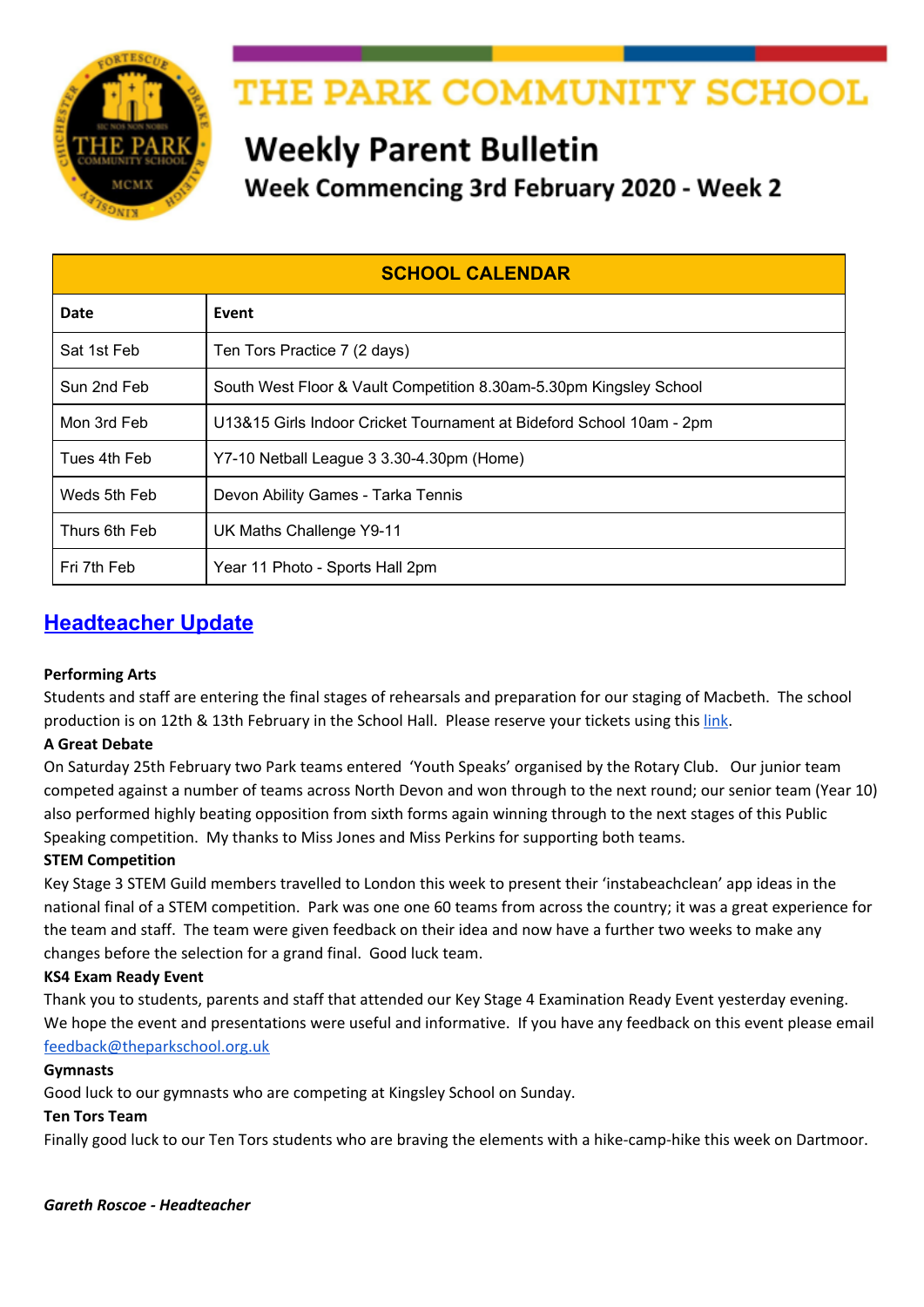# THE PARK COMMUNITY SCHOOL

## Weekly Parent Bulletin

### Week Commencing 3rd February 2020 - Week 2

| SCHOOL CALENDAR | |
|---|---|
| **Date** | **Event** |
| Sat 1st Feb | Ten Tors Practice 7 (2 days) |
| Sun 2nd Feb | South West Floor & Vault Competition 8.30am-5.30pm Kingsley School |
| Mon 3rd Feb | U13&15 Girls Indoor Cricket Tournament at Bideford School 10am - 2pm |
| Tues 4th Feb | Y7-10 Netball League 3 3.30-4.30pm (Home) |
| Weds 5th Feb | Devon Ability Games - Tarka Tennis |
| Thurs 6th Feb | UK Maths Challenge Y9-11 |
| Fri 7th Feb | Year 11 Photo - Sports Hall 2pm |

## Headteacher Update

**Performing Arts**

Students and staff are entering the final stages of rehearsals and preparation for our staging of Macbeth. The school production is on 12th & 13th February in the School Hall. Please reserve your tickets using this link.

**A Great Debate**

On Saturday 25th February two Park teams entered 'Youth Speaks' organised by the Rotary Club. Our junior team competed against a number of teams across North Devon and won through to the next round; our senior team (Year 10) also performed highly beating opposition from sixth forms again winning through to the next stages of this Public Speaking competition. My thanks to Miss Jones and Miss Perkins for supporting both teams.

**STEM Competition**

Key Stage 3 STEM Guild members travelled to London this week to present their 'instabeachclean' app ideas in the national final of a STEM competition. Park was one one 60 teams from across the country; it was a great experience for the team and staff. The team were given feedback on their idea and now have a further two weeks to make any changes before the selection for a grand final. Good luck team.

**KS4 Exam Ready Event**

Thank you to students, parents and staff that attended our Key Stage 4 Examination Ready Event yesterday evening. We hope the event and presentations were useful and informative. If you have any feedback on this event please email feedback@theparkschool.org.uk

**Gymnasts**

Good luck to our gymnasts who are competing at Kingsley School on Sunday.

**Ten Tors Team**

Finally good luck to our Ten Tors students who are braving the elements with a hike-camp-hike this week on Dartmoor.

***Gareth Roscoe - Headteacher***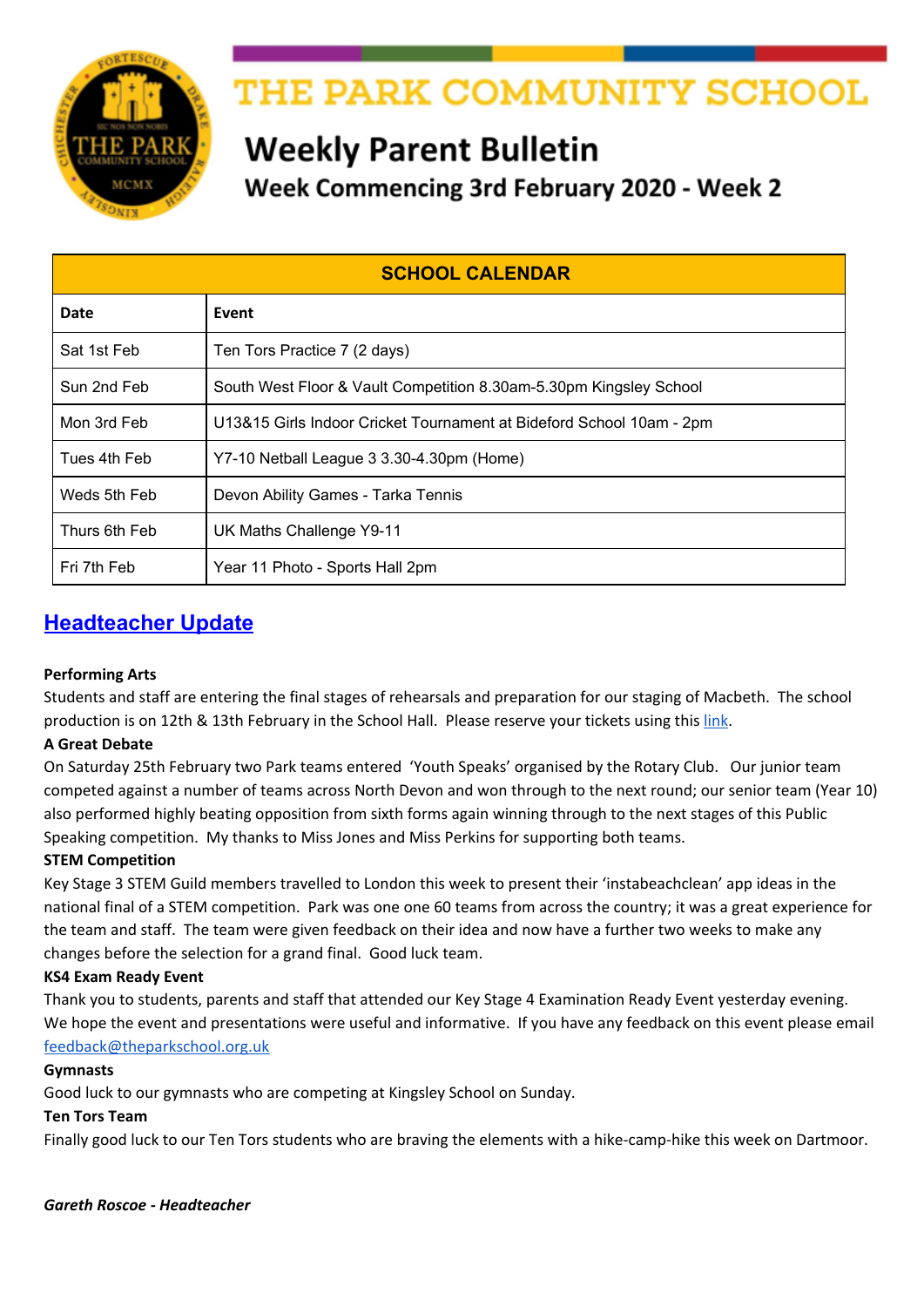# THE PARK COMMUNITY SCHOOL

## Weekly Parent Bulletin

### Week Commencing 3rd February 2020 - Week 2

| SCHOOL CALENDAR | |
|---|---|
| **Date** | **Event** |
| Sat 1st Feb | Ten Tors Practice 7 (2 days) |
| Sun 2nd Feb | South West Floor & Vault Competition 8.30am-5.30pm Kingsley School |
| Mon 3rd Feb | U13&15 Girls Indoor Cricket Tournament at Bideford School 10am - 2pm |
| Tues 4th Feb | Y7-10 Netball League 3 3.30-4.30pm (Home) |
| Weds 5th Feb | Devon Ability Games - Tarka Tennis |
| Thurs 6th Feb | UK Maths Challenge Y9-11 |
| Fri 7th Feb | Year 11 Photo - Sports Hall 2pm |

## Headteacher Update

**Performing Arts**
Students and staff are entering the final stages of rehearsals and preparation for our staging of Macbeth. The school production is on 12th & 13th February in the School Hall. Please reserve your tickets using this link.

**A Great Debate**
On Saturday 25th February two Park teams entered 'Youth Speaks' organised by the Rotary Club. Our junior team competed against a number of teams across North Devon and won through to the next round; our senior team (Year 10) also performed highly beating opposition from sixth forms again winning through to the next stages of this Public Speaking competition. My thanks to Miss Jones and Miss Perkins for supporting both teams.

**STEM Competition**
Key Stage 3 STEM Guild members travelled to London this week to present their 'instabeachclean' app ideas in the national final of a STEM competition. Park was one one 60 teams from across the country; it was a great experience for the team and staff. The team were given feedback on their idea and now have a further two weeks to make any changes before the selection for a grand final. Good luck team.

**KS4 Exam Ready Event**
Thank you to students, parents and staff that attended our Key Stage 4 Examination Ready Event yesterday evening. We hope the event and presentations were useful and informative. If you have any feedback on this event please email feedback@theparkschool.org.uk

**Gymnasts**
Good luck to our gymnasts who are competing at Kingsley School on Sunday.

**Ten Tors Team**
Finally good luck to our Ten Tors students who are braving the elements with a hike-camp-hike this week on Dartmoor.

***Gareth Roscoe - Headteacher***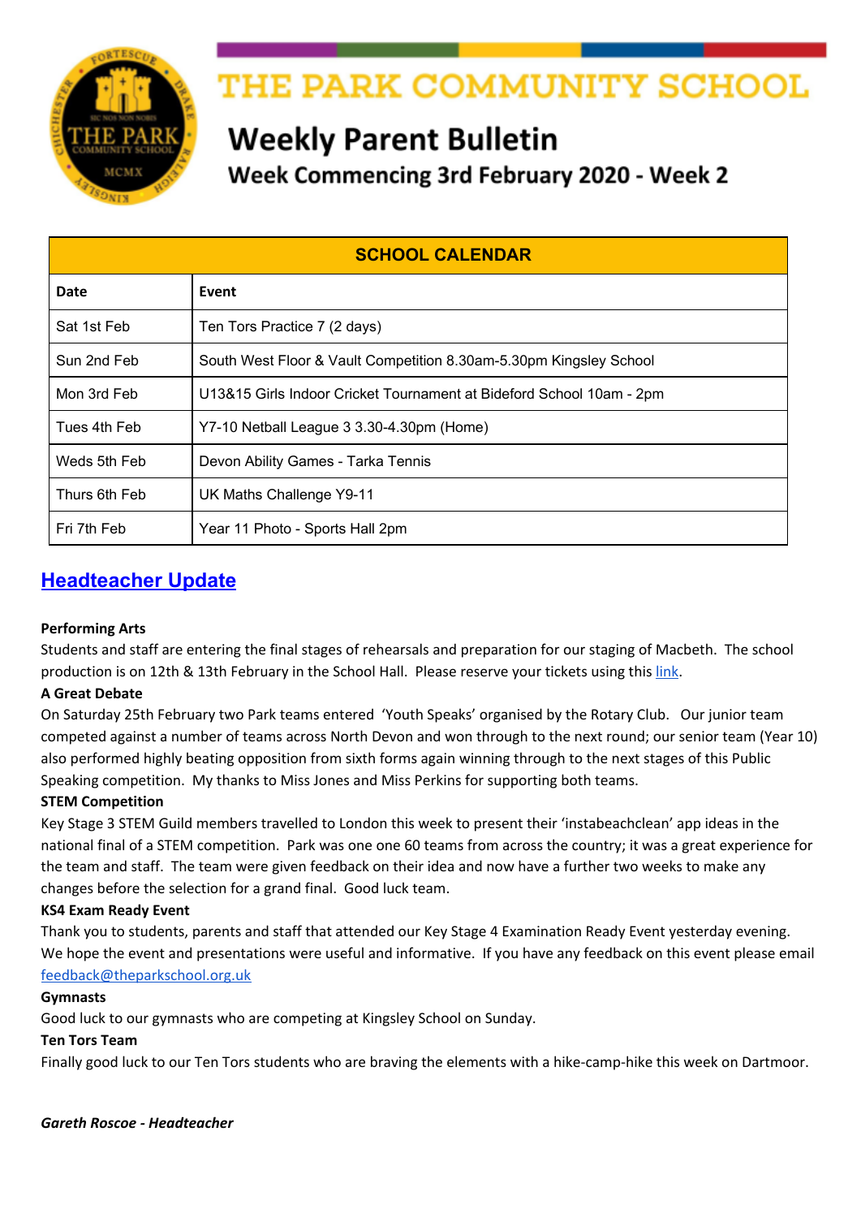# THE PARK COMMUNITY SCHOOL

## Weekly Parent Bulletin

### Week Commencing 3rd February 2020 - Week 2

| SCHOOL CALENDAR | |
|---|---|
| **Date** | **Event** |
| Sat 1st Feb | Ten Tors Practice 7 (2 days) |
| Sun 2nd Feb | South West Floor & Vault Competition 8.30am-5.30pm Kingsley School |
| Mon 3rd Feb | U13&15 Girls Indoor Cricket Tournament at Bideford School 10am - 2pm |
| Tues 4th Feb | Y7-10 Netball League 3 3.30-4.30pm (Home) |
| Weds 5th Feb | Devon Ability Games - Tarka Tennis |
| Thurs 6th Feb | UK Maths Challenge Y9-11 |
| Fri 7th Feb | Year 11 Photo - Sports Hall 2pm |

## Headteacher Update

**Performing Arts**
Students and staff are entering the final stages of rehearsals and preparation for our staging of Macbeth. The school production is on 12th & 13th February in the School Hall. Please reserve your tickets using this link.

**A Great Debate**
On Saturday 25th February two Park teams entered 'Youth Speaks' organised by the Rotary Club. Our junior team competed against a number of teams across North Devon and won through to the next round; our senior team (Year 10) also performed highly beating opposition from sixth forms again winning through to the next stages of this Public Speaking competition. My thanks to Miss Jones and Miss Perkins for supporting both teams.

**STEM Competition**
Key Stage 3 STEM Guild members travelled to London this week to present their 'instabeachclean' app ideas in the national final of a STEM competition. Park was one one 60 teams from across the country; it was a great experience for the team and staff. The team were given feedback on their idea and now have a further two weeks to make any changes before the selection for a grand final. Good luck team.

**KS4 Exam Ready Event**
Thank you to students, parents and staff that attended our Key Stage 4 Examination Ready Event yesterday evening. We hope the event and presentations were useful and informative. If you have any feedback on this event please email feedback@theparkschool.org.uk

**Gymnasts**
Good luck to our gymnasts who are competing at Kingsley School on Sunday.

**Ten Tors Team**
Finally good luck to our Ten Tors students who are braving the elements with a hike-camp-hike this week on Dartmoor.

***Gareth Roscoe - Headteacher***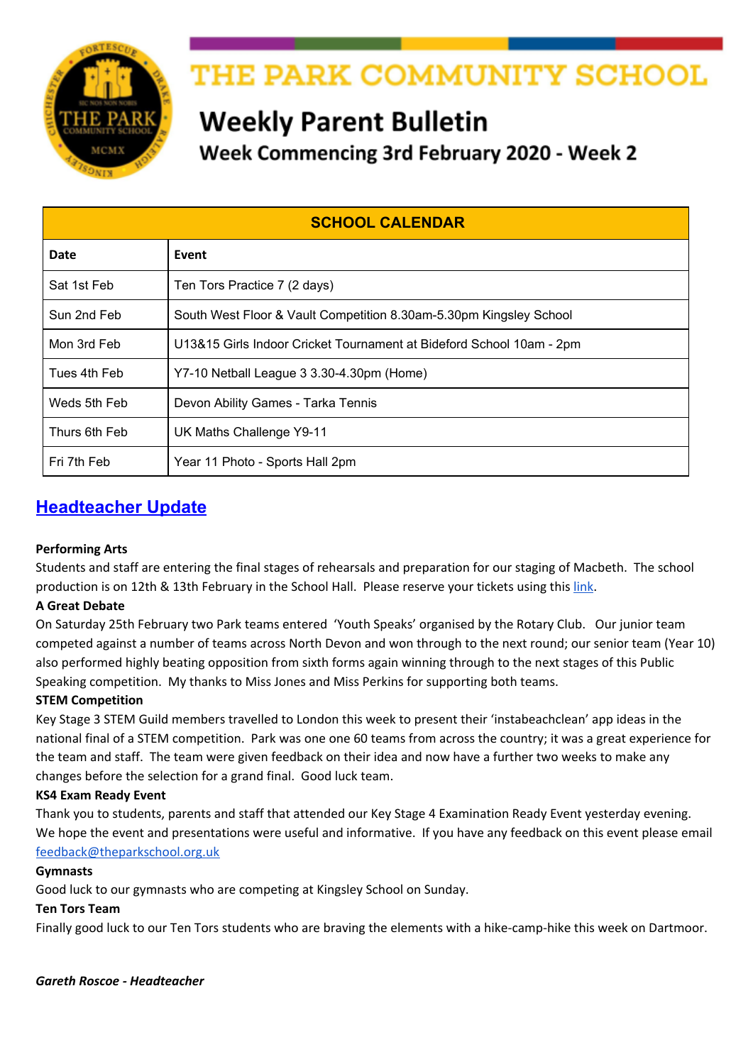# THE PARK COMMUNITY SCHOOL

## Weekly Parent Bulletin

### Week Commencing 3rd February 2020 - Week 2

| SCHOOL CALENDAR | |
|---|---|
| **Date** | **Event** |
| Sat 1st Feb | Ten Tors Practice 7 (2 days) |
| Sun 2nd Feb | South West Floor & Vault Competition 8.30am-5.30pm Kingsley School |
| Mon 3rd Feb | U13&15 Girls Indoor Cricket Tournament at Bideford School 10am - 2pm |
| Tues 4th Feb | Y7-10 Netball League 3 3.30-4.30pm (Home) |
| Weds 5th Feb | Devon Ability Games - Tarka Tennis |
| Thurs 6th Feb | UK Maths Challenge Y9-11 |
| Fri 7th Feb | Year 11 Photo - Sports Hall 2pm |

## Headteacher Update

**Performing Arts**
Students and staff are entering the final stages of rehearsals and preparation for our staging of Macbeth. The school production is on 12th & 13th February in the School Hall. Please reserve your tickets using this link.

**A Great Debate**
On Saturday 25th February two Park teams entered 'Youth Speaks' organised by the Rotary Club. Our junior team competed against a number of teams across North Devon and won through to the next round; our senior team (Year 10) also performed highly beating opposition from sixth forms again winning through to the next stages of this Public Speaking competition. My thanks to Miss Jones and Miss Perkins for supporting both teams.

**STEM Competition**
Key Stage 3 STEM Guild members travelled to London this week to present their 'instabeachclean' app ideas in the national final of a STEM competition. Park was one one 60 teams from across the country; it was a great experience for the team and staff. The team were given feedback on their idea and now have a further two weeks to make any changes before the selection for a grand final. Good luck team.

**KS4 Exam Ready Event**
Thank you to students, parents and staff that attended our Key Stage 4 Examination Ready Event yesterday evening. We hope the event and presentations were useful and informative. If you have any feedback on this event please email feedback@theparkschool.org.uk

**Gymnasts**
Good luck to our gymnasts who are competing at Kingsley School on Sunday.

**Ten Tors Team**
Finally good luck to our Ten Tors students who are braving the elements with a hike-camp-hike this week on Dartmoor.

***Gareth Roscoe - Headteacher***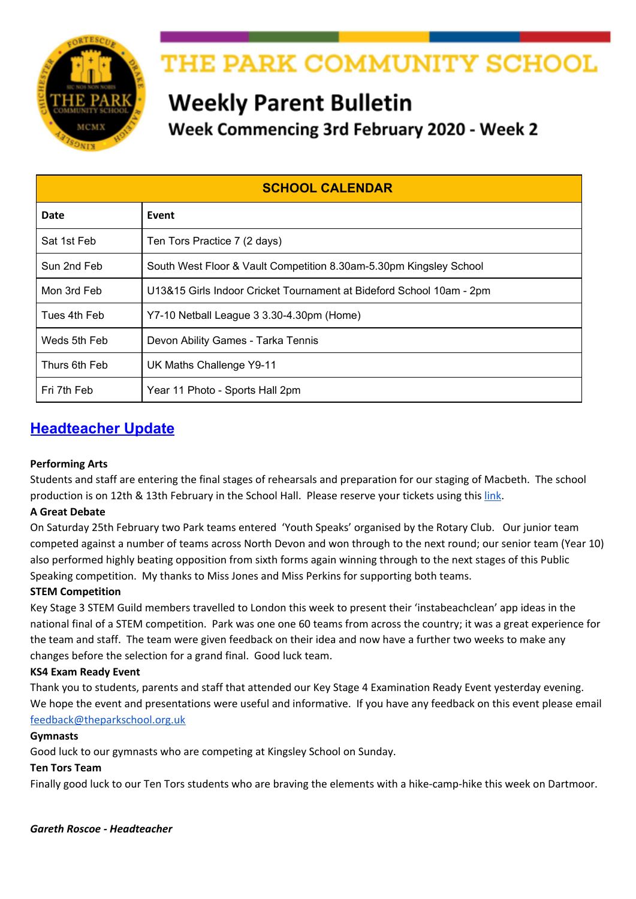# THE PARK COMMUNITY SCHOOL

## Weekly Parent Bulletin

### Week Commencing 3rd February 2020 - Week 2

| SCHOOL CALENDAR | |
|---|---|
| **Date** | **Event** |
| Sat 1st Feb | Ten Tors Practice 7 (2 days) |
| Sun 2nd Feb | South West Floor & Vault Competition 8.30am-5.30pm Kingsley School |
| Mon 3rd Feb | U13&15 Girls Indoor Cricket Tournament at Bideford School 10am - 2pm |
| Tues 4th Feb | Y7-10 Netball League 3 3.30-4.30pm (Home) |
| Weds 5th Feb | Devon Ability Games - Tarka Tennis |
| Thurs 6th Feb | UK Maths Challenge Y9-11 |
| Fri 7th Feb | Year 11 Photo - Sports Hall 2pm |

## Headteacher Update

**Performing Arts**
Students and staff are entering the final stages of rehearsals and preparation for our staging of Macbeth. The school production is on 12th & 13th February in the School Hall. Please reserve your tickets using this link.

**A Great Debate**
On Saturday 25th February two Park teams entered 'Youth Speaks' organised by the Rotary Club. Our junior team competed against a number of teams across North Devon and won through to the next round; our senior team (Year 10) also performed highly beating opposition from sixth forms again winning through to the next stages of this Public Speaking competition. My thanks to Miss Jones and Miss Perkins for supporting both teams.

**STEM Competition**
Key Stage 3 STEM Guild members travelled to London this week to present their 'instabeachclean' app ideas in the national final of a STEM competition. Park was one one 60 teams from across the country; it was a great experience for the team and staff. The team were given feedback on their idea and now have a further two weeks to make any changes before the selection for a grand final. Good luck team.

**KS4 Exam Ready Event**
Thank you to students, parents and staff that attended our Key Stage 4 Examination Ready Event yesterday evening. We hope the event and presentations were useful and informative. If you have any feedback on this event please email feedback@theparkschool.org.uk

**Gymnasts**
Good luck to our gymnasts who are competing at Kingsley School on Sunday.

**Ten Tors Team**
Finally good luck to our Ten Tors students who are braving the elements with a hike-camp-hike this week on Dartmoor.

***Gareth Roscoe - Headteacher***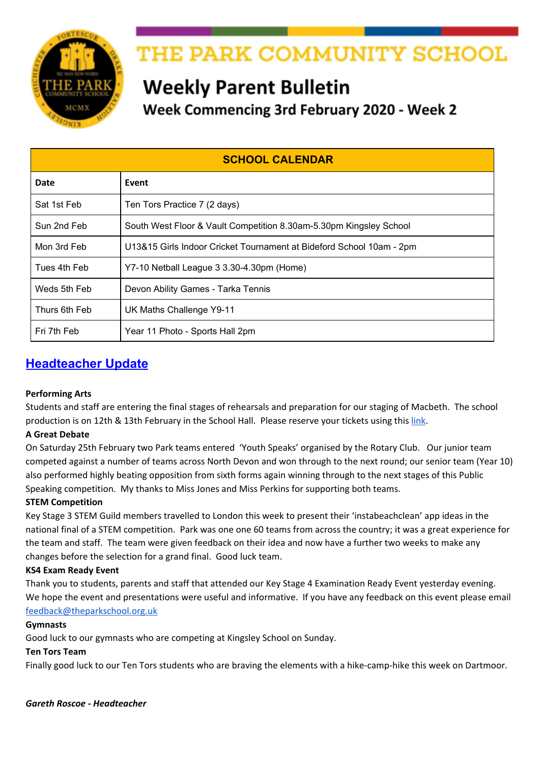# THE PARK COMMUNITY SCHOOL

## Weekly Parent Bulletin

### Week Commencing 3rd February 2020 - Week 2

| SCHOOL CALENDAR | |
|---|---|
| **Date** | **Event** |
| Sat 1st Feb | Ten Tors Practice 7 (2 days) |
| Sun 2nd Feb | South West Floor & Vault Competition 8.30am-5.30pm Kingsley School |
| Mon 3rd Feb | U13&15 Girls Indoor Cricket Tournament at Bideford School 10am - 2pm |
| Tues 4th Feb | Y7-10 Netball League 3 3.30-4.30pm (Home) |
| Weds 5th Feb | Devon Ability Games - Tarka Tennis |
| Thurs 6th Feb | UK Maths Challenge Y9-11 |
| Fri 7th Feb | Year 11 Photo - Sports Hall 2pm |

## Headteacher Update

**Performing Arts**
Students and staff are entering the final stages of rehearsals and preparation for our staging of Macbeth. The school production is on 12th & 13th February in the School Hall. Please reserve your tickets using this link.

**A Great Debate**
On Saturday 25th February two Park teams entered 'Youth Speaks' organised by the Rotary Club. Our junior team competed against a number of teams across North Devon and won through to the next round; our senior team (Year 10) also performed highly beating opposition from sixth forms again winning through to the next stages of this Public Speaking competition. My thanks to Miss Jones and Miss Perkins for supporting both teams.

**STEM Competition**
Key Stage 3 STEM Guild members travelled to London this week to present their 'instabeachclean' app ideas in the national final of a STEM competition. Park was one one 60 teams from across the country; it was a great experience for the team and staff. The team were given feedback on their idea and now have a further two weeks to make any changes before the selection for a grand final. Good luck team.

**KS4 Exam Ready Event**
Thank you to students, parents and staff that attended our Key Stage 4 Examination Ready Event yesterday evening. We hope the event and presentations were useful and informative. If you have any feedback on this event please email feedback@theparkschool.org.uk

**Gymnasts**
Good luck to our gymnasts who are competing at Kingsley School on Sunday.

**Ten Tors Team**
Finally good luck to our Ten Tors students who are braving the elements with a hike-camp-hike this week on Dartmoor.

***Gareth Roscoe - Headteacher***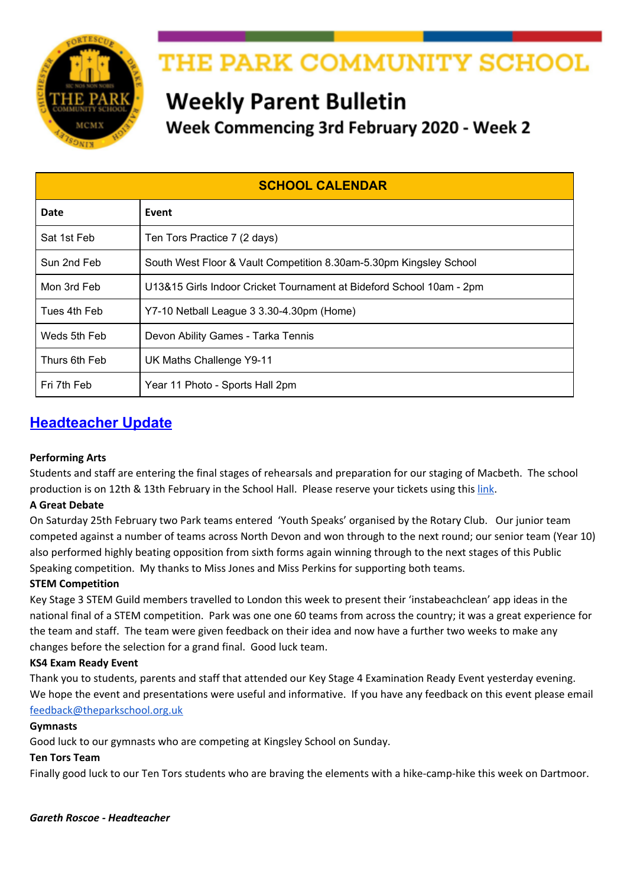# THE PARK COMMUNITY SCHOOL

## Weekly Parent Bulletin

### Week Commencing 3rd February 2020 - Week 2

| SCHOOL CALENDAR | |
|---|---|
| **Date** | **Event** |
| Sat 1st Feb | Ten Tors Practice 7 (2 days) |
| Sun 2nd Feb | South West Floor & Vault Competition 8.30am-5.30pm Kingsley School |
| Mon 3rd Feb | U13&15 Girls Indoor Cricket Tournament at Bideford School 10am - 2pm |
| Tues 4th Feb | Y7-10 Netball League 3 3.30-4.30pm (Home) |
| Weds 5th Feb | Devon Ability Games - Tarka Tennis |
| Thurs 6th Feb | UK Maths Challenge Y9-11 |
| Fri 7th Feb | Year 11 Photo - Sports Hall 2pm |

## Headteacher Update

**Performing Arts**
Students and staff are entering the final stages of rehearsals and preparation for our staging of Macbeth. The school production is on 12th & 13th February in the School Hall. Please reserve your tickets using this link.

**A Great Debate**
On Saturday 25th February two Park teams entered 'Youth Speaks' organised by the Rotary Club. Our junior team competed against a number of teams across North Devon and won through to the next round; our senior team (Year 10) also performed highly beating opposition from sixth forms again winning through to the next stages of this Public Speaking competition. My thanks to Miss Jones and Miss Perkins for supporting both teams.

**STEM Competition**
Key Stage 3 STEM Guild members travelled to London this week to present their 'instabeachclean' app ideas in the national final of a STEM competition. Park was one one 60 teams from across the country; it was a great experience for the team and staff. The team were given feedback on their idea and now have a further two weeks to make any changes before the selection for a grand final. Good luck team.

**KS4 Exam Ready Event**
Thank you to students, parents and staff that attended our Key Stage 4 Examination Ready Event yesterday evening. We hope the event and presentations were useful and informative. If you have any feedback on this event please email feedback@theparkschool.org.uk

**Gymnasts**
Good luck to our gymnasts who are competing at Kingsley School on Sunday.

**Ten Tors Team**
Finally good luck to our Ten Tors students who are braving the elements with a hike-camp-hike this week on Dartmoor.

***Gareth Roscoe - Headteacher***